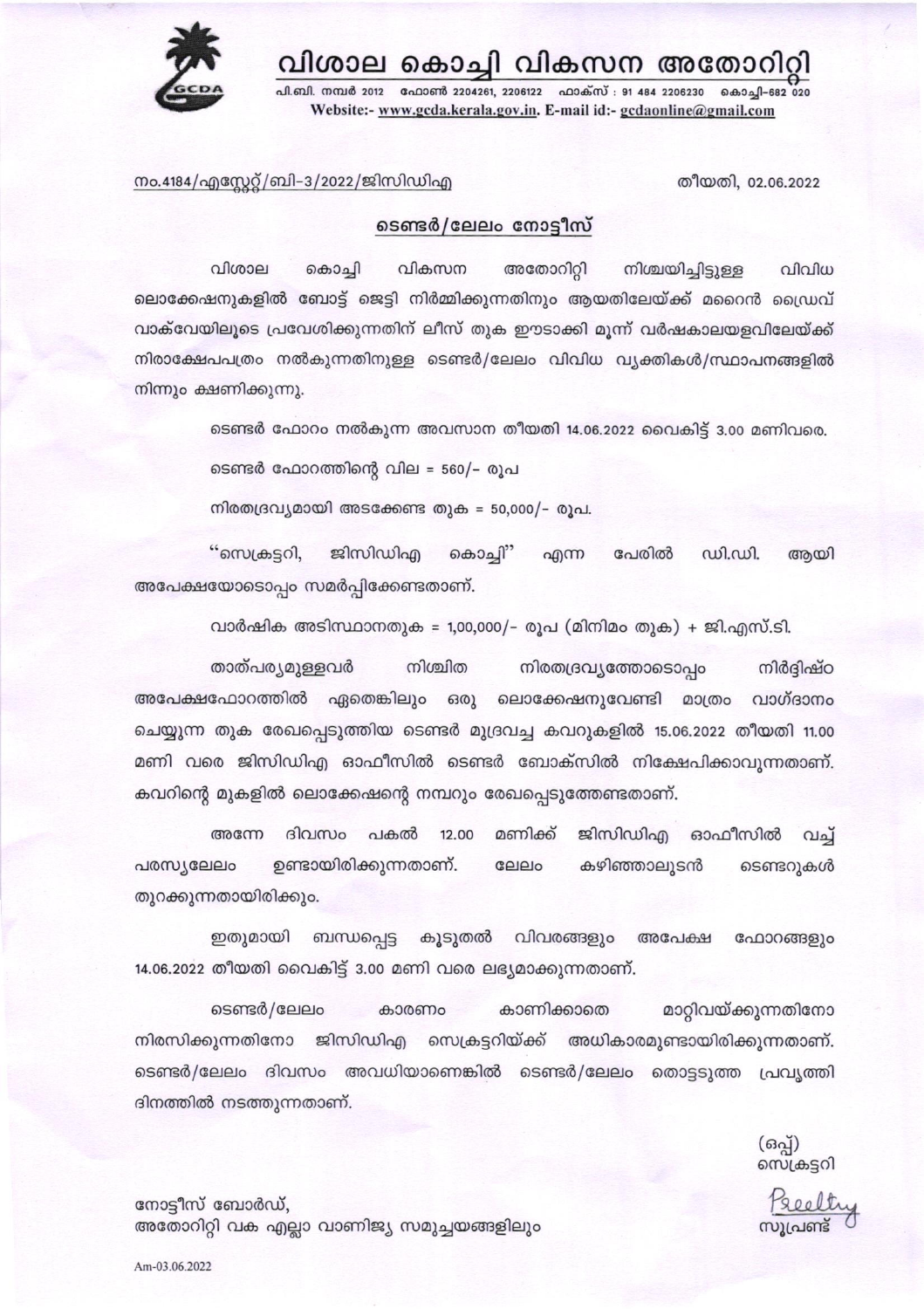# വിശാല കൊച്ചി വികസന അതോറിറ്റി

പി.ബി. നമ്പർ 2012 ഫോൺ 2204261, 2206122 ഫാക്സ് : 91 484 2206230 കൊച്ചി–682 020
Website:- www.gcda.kerala.gov.in. E-mail id:- gcdaonline@gmail.com

നം.4184/എസ്റ്റേറ്റ്/ബി–3/2022/ജിസിഡിഎ തീയതി, 02.06.2022

## ടെണ്ടർ/ലേലം നോട്ടീസ്

വിശാല കൊച്ചി വികസന അതോറിറ്റി നിശ്ചയിച്ചിട്ടുള്ള വിവിധ ലൊക്കേഷനുകളിൽ ബോട്ട് ജെട്ടി നിർമ്മിക്കുന്നതിനും ആയതിലേയ്ക്ക് മറൈൻ ഡ്രൈവ് വാക്‌വേയിലൂടെ പ്രവേശിക്കുന്നതിന് ലീസ് തുക ഈടാക്കി മൂന്ന് വർഷകാലയളവിലേയ്ക്ക് നിരാക്ഷേപപത്രം നൽകുന്നതിനുള്ള ടെണ്ടർ/ലേലം വിവിധ വ്യക്തികൾ/സ്ഥാപനങ്ങളിൽ നിന്നും ക്ഷണിക്കുന്നു.

ടെണ്ടർ ഫോറം നൽകുന്ന അവസാന തീയതി 14.06.2022 വൈകിട്ട് 3.00 മണിവരെ.

ടെണ്ടർ ഫോറത്തിന്റെ വില = 560/- രൂപ

നിരതദ്രവ്യമായി അടക്കേണ്ട തുക = 50,000/- രൂപ.

"സെക്രട്ടറി, ജിസിഡിഎ കൊച്ചി" എന്ന പേരിൽ ഡി.ഡി. ആയി അപേക്ഷയോടൊപ്പം സമർപ്പിക്കേണ്ടതാണ്.

വാർഷിക അടിസ്ഥാനതുക = 1,00,000/- രൂപ (മിനിമം തുക) + ജി.എസ്.ടി.

താത്പര്യമുള്ളവർ നിശ്ചിത നിരതദ്രവ്യത്തോടൊപ്പം നിർദ്ദിഷ്ഠ അപേക്ഷഫോറത്തിൽ ഏതെങ്കിലും ഒരു ലൊക്കേഷനുവേണ്ടി മാത്രം വാഗ്ദാനം ചെയ്യുന്ന തുക രേഖപ്പെടുത്തിയ ടെണ്ടർ മുദ്രവച്ച കവറുകളിൽ 15.06.2022 തീയതി 11.00 മണി വരെ ജിസിഡിഎ ഓഫീസിൽ ടെണ്ടർ ബോക്സിൽ നിക്ഷേപിക്കാവുന്നതാണ്. കവറിന്റെ മുകളിൽ ലൊക്കേഷന്റെ നമ്പറും രേഖപ്പെടുത്തേണ്ടതാണ്.

അന്നേ ദിവസം പകൽ 12.00 മണിക്ക് ജിസിഡിഎ ഓഫീസിൽ വച്ച് പരസ്യലേലം ഉണ്ടായിരിക്കുന്നതാണ്. ലേലം കഴിഞ്ഞാലുടൻ ടെണ്ടറുകൾ തുറക്കുന്നതായിരിക്കും.

ഇതുമായി ബന്ധപ്പെട്ട കൂടുതൽ വിവരങ്ങളും അപേക്ഷ ഫോറങ്ങളും 14.06.2022 തീയതി വൈകിട്ട് 3.00 മണി വരെ ലഭ്യമാക്കുന്നതാണ്.

ടെണ്ടർ/ലേലം കാരണം കാണിക്കാതെ മാറ്റിവയ്ക്കുന്നതിനോ നിരസിക്കുന്നതിനോ ജിസിഡിഎ സെക്രട്ടറിയ്ക്ക് അധികാരമുണ്ടായിരിക്കുന്നതാണ്. ടെണ്ടർ/ലേലം ദിവസം അവധിയാണെങ്കിൽ ടെണ്ടർ/ലേലം തൊട്ടടുത്ത പ്രവൃത്തി ദിനത്തിൽ നടത്തുന്നതാണ്.

(ഒപ്പ്)
സെക്രട്ടറി

Preethy
സൂപ്രണ്ട്

നോട്ടീസ് ബോർഡ്,
അതോറിറ്റി വക എല്ലാ വാണിജ്യ സമുച്ചയങ്ങളിലും

Am-03.06.2022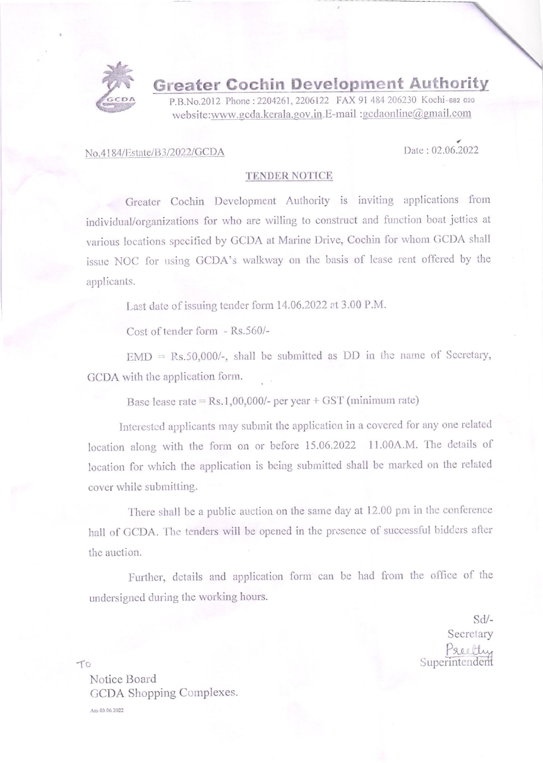# Greater Cochin Development Authority

P.B.No.2012 Phone : 2204261, 2206122 FAX 91 484 206230 Kochi-682 020
website:www.gcda.kerala.gov.in.E-mail :gcdaonline@gmail.com

No.4184/Estate/B3/2022/GCDA

Date : 02.06.2022

## TENDER NOTICE

Greater Cochin Development Authority is inviting applications from individual/organizations for who are willing to construct and function boat jetties at various locations specified by GCDA at Marine Drive, Cochin for whom GCDA shall issue NOC for using GCDA's walkway on the basis of lease rent offered by the applicants.

Last date of issuing tender form 14.06.2022 at 3.00 P.M.

Cost of tender form - Rs.560/-

EMD = Rs.50,000/-, shall be submitted as DD in the name of Secretary, GCDA with the application form.

Base lease rate = Rs.1,00,000/- per year + GST (minimum rate)

Interested applicants may submit the application in a covered for any one related location along with the form on or before 15.06.2022 11.00A.M. The details of location for which the application is being submitted shall be marked on the related cover while submitting.

There shall be a public auction on the same day at 12.00 pm in the conference hall of GCDA. The tenders will be opened in the presence of successful bidders after the auction.

Further, details and application form can be had from the office of the undersigned during the working hours.

Sd/-
Secretary
Preethy
Superintendent

To

Notice Board
GCDA Shopping Complexes.

Am-03.06.2022